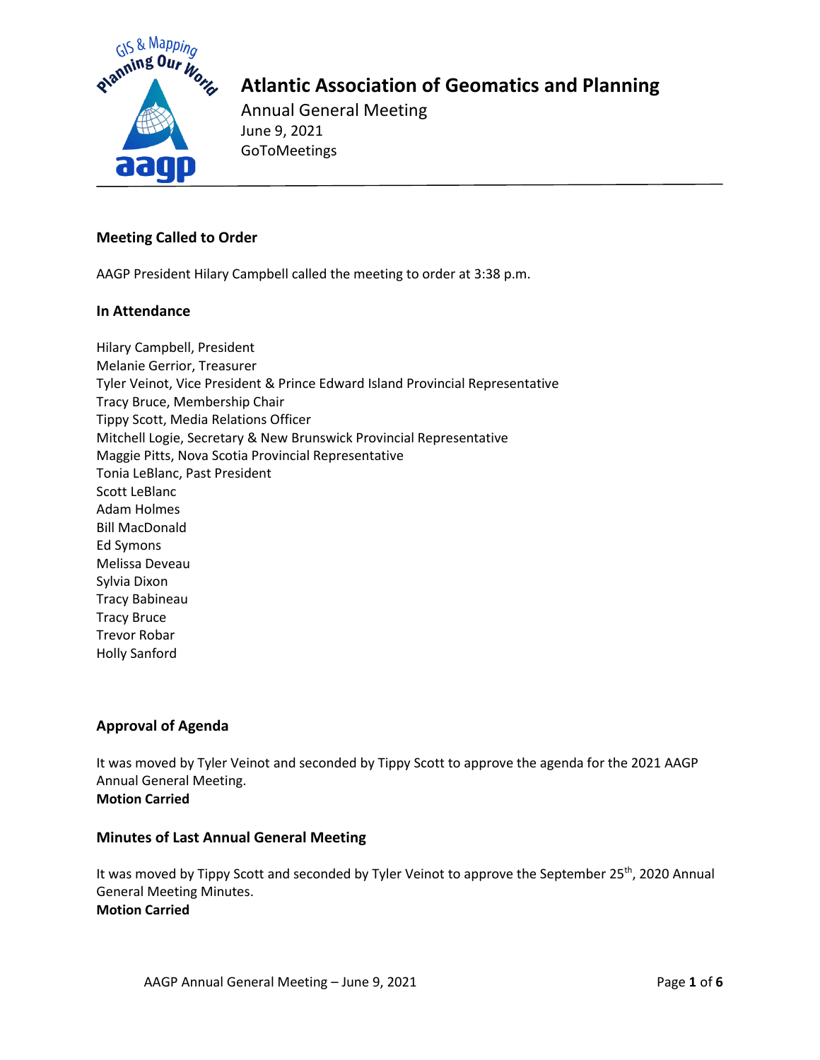# Atlantic Association of Geomatics and Planning

Annual General Meeting
June 9, 2021
GoToMeetings

## Meeting Called to Order

AAGP President Hilary Campbell called the meeting to order at 3:38 p.m.

## In Attendance

Hilary Campbell, President
Melanie Gerrior, Treasurer
Tyler Veinot, Vice President & Prince Edward Island Provincial Representative
Tracy Bruce, Membership Chair
Tippy Scott, Media Relations Officer
Mitchell Logie, Secretary & New Brunswick Provincial Representative
Maggie Pitts, Nova Scotia Provincial Representative
Tonia LeBlanc, Past President
Scott LeBlanc
Adam Holmes
Bill MacDonald
Ed Symons
Melissa Deveau
Sylvia Dixon
Tracy Babineau
Tracy Bruce
Trevor Robar
Holly Sanford

## Approval of Agenda

It was moved by Tyler Veinot and seconded by Tippy Scott to approve the agenda for the 2021 AAGP Annual General Meeting.
**Motion Carried**

## Minutes of Last Annual General Meeting

It was moved by Tippy Scott and seconded by Tyler Veinot to approve the September 25th, 2020 Annual General Meeting Minutes.
**Motion Carried**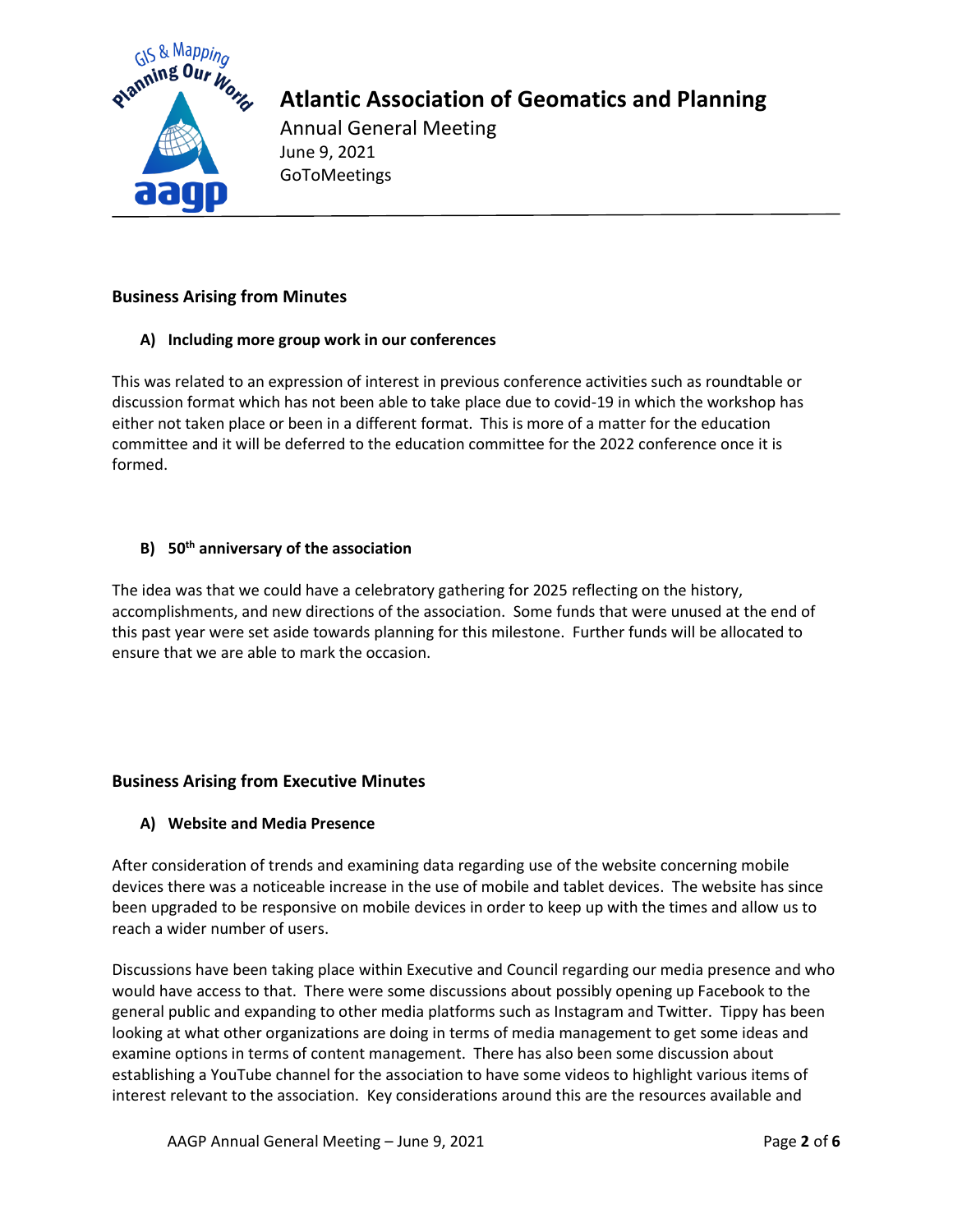## Business Arising from Minutes

### A) Including more group work in our conferences

This was related to an expression of interest in previous conference activities such as roundtable or discussion format which has not been able to take place due to covid-19 in which the workshop has either not taken place or been in a different format. This is more of a matter for the education committee and it will be deferred to the education committee for the 2022 conference once it is formed.

### B) 50th anniversary of the association

The idea was that we could have a celebratory gathering for 2025 reflecting on the history, accomplishments, and new directions of the association. Some funds that were unused at the end of this past year were set aside towards planning for this milestone. Further funds will be allocated to ensure that we are able to mark the occasion.

## Business Arising from Executive Minutes

### A) Website and Media Presence

After consideration of trends and examining data regarding use of the website concerning mobile devices there was a noticeable increase in the use of mobile and tablet devices. The website has since been upgraded to be responsive on mobile devices in order to keep up with the times and allow us to reach a wider number of users.

Discussions have been taking place within Executive and Council regarding our media presence and who would have access to that. There were some discussions about possibly opening up Facebook to the general public and expanding to other media platforms such as Instagram and Twitter. Tippy has been looking at what other organizations are doing in terms of media management to get some ideas and examine options in terms of content management. There has also been some discussion about establishing a YouTube channel for the association to have some videos to highlight various items of interest relevant to the association. Key considerations around this are the resources available and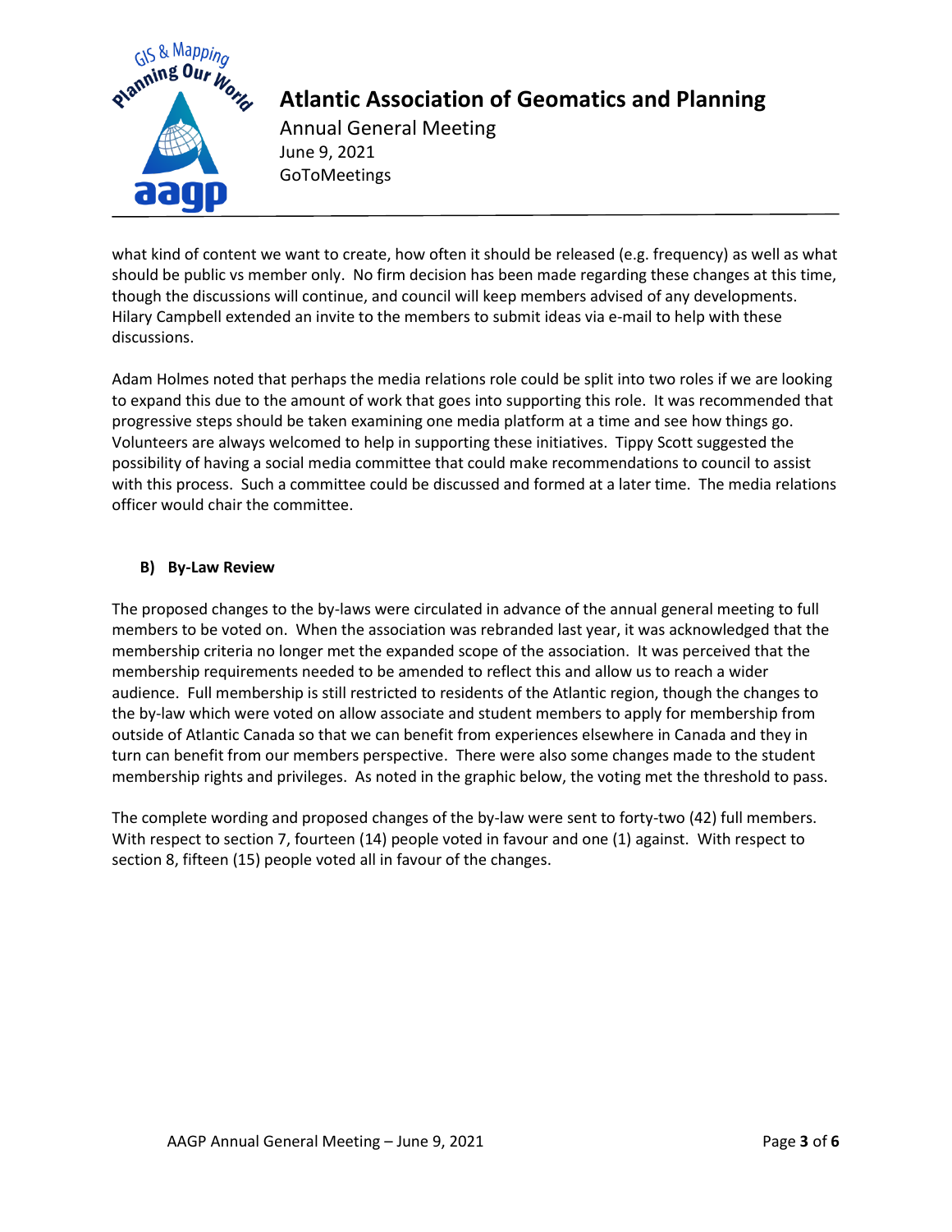what kind of content we want to create, how often it should be released (e.g. frequency) as well as what should be public vs member only. No firm decision has been made regarding these changes at this time, though the discussions will continue, and council will keep members advised of any developments. Hilary Campbell extended an invite to the members to submit ideas via e-mail to help with these discussions.

Adam Holmes noted that perhaps the media relations role could be split into two roles if we are looking to expand this due to the amount of work that goes into supporting this role. It was recommended that progressive steps should be taken examining one media platform at a time and see how things go. Volunteers are always welcomed to help in supporting these initiatives. Tippy Scott suggested the possibility of having a social media committee that could make recommendations to council to assist with this process. Such a committee could be discussed and formed at a later time. The media relations officer would chair the committee.

### B) By-Law Review

The proposed changes to the by-laws were circulated in advance of the annual general meeting to full members to be voted on. When the association was rebranded last year, it was acknowledged that the membership criteria no longer met the expanded scope of the association. It was perceived that the membership requirements needed to be amended to reflect this and allow us to reach a wider audience. Full membership is still restricted to residents of the Atlantic region, though the changes to the by-law which were voted on allow associate and student members to apply for membership from outside of Atlantic Canada so that we can benefit from experiences elsewhere in Canada and they in turn can benefit from our members perspective. There were also some changes made to the student membership rights and privileges. As noted in the graphic below, the voting met the threshold to pass.

The complete wording and proposed changes of the by-law were sent to forty-two (42) full members. With respect to section 7, fourteen (14) people voted in favour and one (1) against. With respect to section 8, fifteen (15) people voted all in favour of the changes.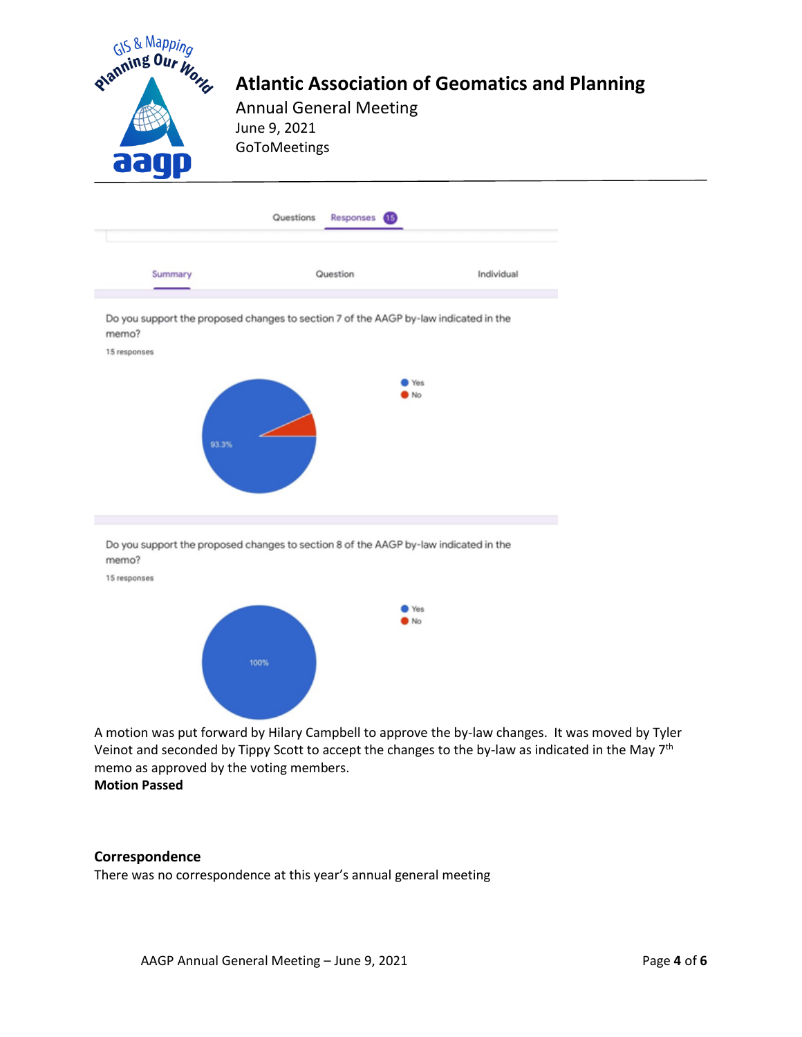# Atlantic Association of Geomatics and Planning

Annual General Meeting
June 9, 2021
GoToMeetings

Questions | Responses 15

Summary | Question | Individual

Do you support the proposed changes to section 7 of the AAGP by-law indicated in the memo?

15 responses

- Yes: 93.3%
- No

Do you support the proposed changes to section 8 of the AAGP by-law indicated in the memo?

15 responses

- Yes: 100%
- No

A motion was put forward by Hilary Campbell to approve the by-law changes. It was moved by Tyler Veinot and seconded by Tippy Scott to accept the changes to the by-law as indicated in the May 7th memo as approved by the voting members.

**Motion Passed**

## Correspondence

There was no correspondence at this year's annual general meeting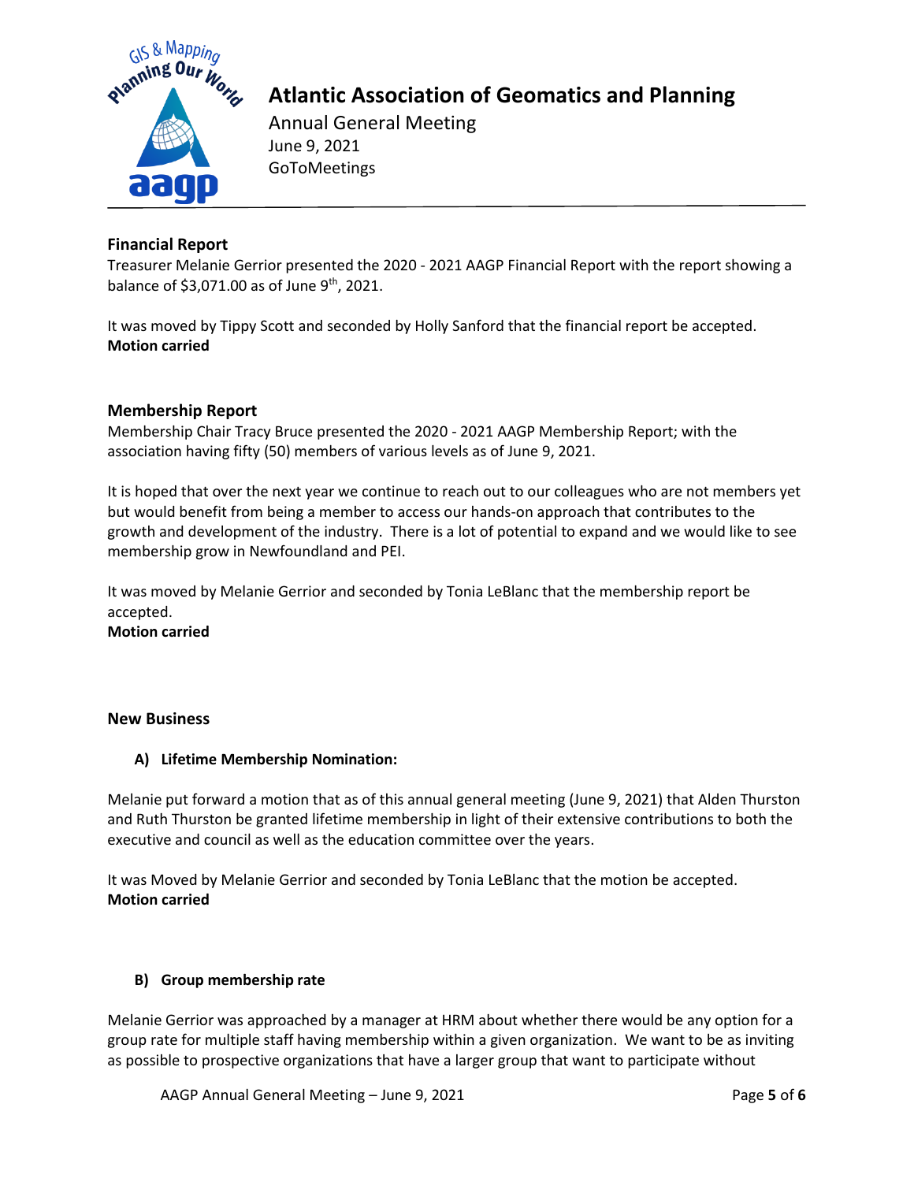# Atlantic Association of Geomatics and Planning

Annual General Meeting
June 9, 2021
GoToMeetings

## Financial Report

Treasurer Melanie Gerrior presented the 2020 - 2021 AAGP Financial Report with the report showing a balance of $3,071.00 as of June 9th, 2021.

It was moved by Tippy Scott and seconded by Holly Sanford that the financial report be accepted.
**Motion carried**

## Membership Report

Membership Chair Tracy Bruce presented the 2020 - 2021 AAGP Membership Report; with the association having fifty (50) members of various levels as of June 9, 2021.

It is hoped that over the next year we continue to reach out to our colleagues who are not members yet but would benefit from being a member to access our hands-on approach that contributes to the growth and development of the industry. There is a lot of potential to expand and we would like to see membership grow in Newfoundland and PEI.

It was moved by Melanie Gerrior and seconded by Tonia LeBlanc that the membership report be accepted.
**Motion carried**

## New Business

### A) Lifetime Membership Nomination:

Melanie put forward a motion that as of this annual general meeting (June 9, 2021) that Alden Thurston and Ruth Thurston be granted lifetime membership in light of their extensive contributions to both the executive and council as well as the education committee over the years.

It was Moved by Melanie Gerrior and seconded by Tonia LeBlanc that the motion be accepted.
**Motion carried**

### B) Group membership rate

Melanie Gerrior was approached by a manager at HRM about whether there would be any option for a group rate for multiple staff having membership within a given organization. We want to be as inviting as possible to prospective organizations that have a larger group that want to participate without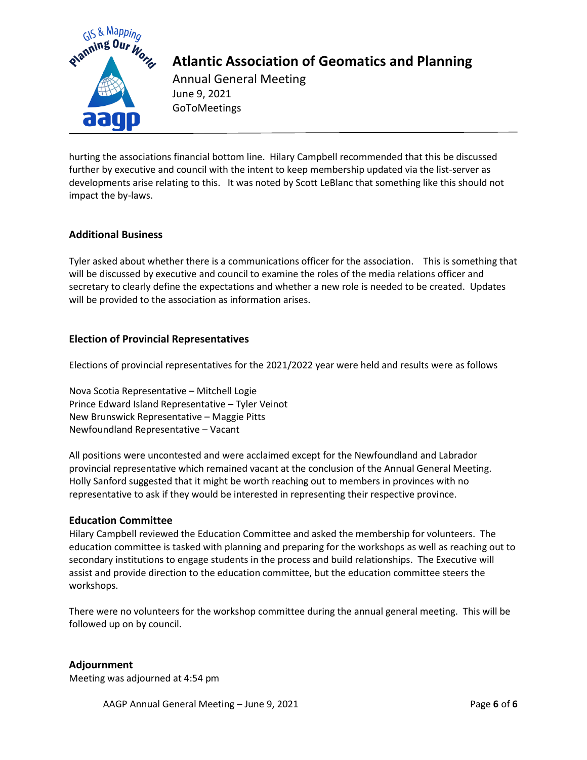hurting the associations financial bottom line. Hilary Campbell recommended that this be discussed further by executive and council with the intent to keep membership updated via the list-server as developments arise relating to this. It was noted by Scott LeBlanc that something like this should not impact the by-laws.

### Additional Business

Tyler asked about whether there is a communications officer for the association. This is something that will be discussed by executive and council to examine the roles of the media relations officer and secretary to clearly define the expectations and whether a new role is needed to be created. Updates will be provided to the association as information arises.

### Election of Provincial Representatives

Elections of provincial representatives for the 2021/2022 year were held and results were as follows

Nova Scotia Representative – Mitchell Logie
Prince Edward Island Representative – Tyler Veinot
New Brunswick Representative – Maggie Pitts
Newfoundland Representative – Vacant

All positions were uncontested and were acclaimed except for the Newfoundland and Labrador provincial representative which remained vacant at the conclusion of the Annual General Meeting. Holly Sanford suggested that it might be worth reaching out to members in provinces with no representative to ask if they would be interested in representing their respective province.

### Education Committee

Hilary Campbell reviewed the Education Committee and asked the membership for volunteers. The education committee is tasked with planning and preparing for the workshops as well as reaching out to secondary institutions to engage students in the process and build relationships. The Executive will assist and provide direction to the education committee, but the education committee steers the workshops.

There were no volunteers for the workshop committee during the annual general meeting. This will be followed up on by council.

### Adjournment

Meeting was adjourned at 4:54 pm